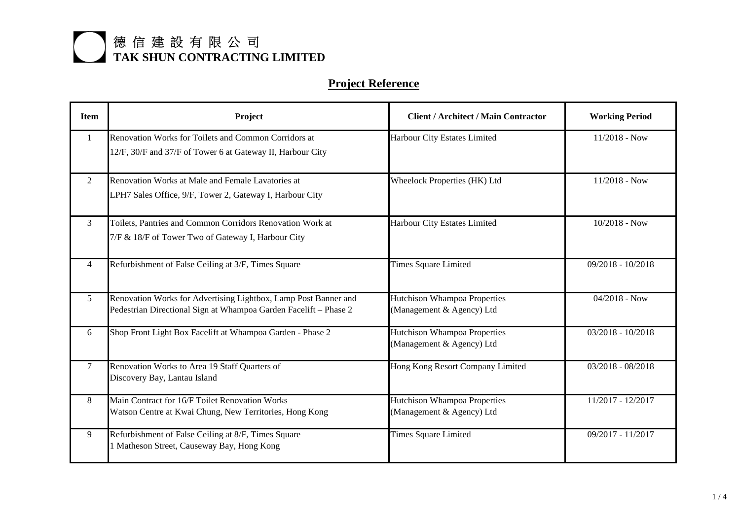# 德信建設有限公司
# TAK SHUN CONTRACTING LIMITED

## Project Reference

| Item | Project | Client / Architect / Main Contractor | Working Period |
|---|---|---|---|
| 1 | Renovation Works for Toilets and Common Corridors at 12/F, 30/F and 37/F of Tower 6 at Gateway II, Harbour City | Harbour City Estates Limited | 11/2018 - Now |
| 2 | Renovation Works at Male and Female Lavatories at LPH7 Sales Office, 9/F, Tower 2, Gateway I, Harbour City | Wheelock Properties (HK) Ltd | 11/2018 - Now |
| 3 | Toilets, Pantries and Common Corridors Renovation Work at 7/F & 18/F of Tower Two of Gateway I, Harbour City | Harbour City Estates Limited | 10/2018 - Now |
| 4 | Refurbishment of False Ceiling at 3/F, Times Square | Times Square Limited | 09/2018 - 10/2018 |
| 5 | Renovation Works for Advertising Lightbox, Lamp Post Banner and Pedestrian Directional Sign at Whampoa Garden Facelift – Phase 2 | Hutchison Whampoa Properties (Management & Agency) Ltd | 04/2018 - Now |
| 6 | Shop Front Light Box Facelift at Whampoa Garden - Phase 2 | Hutchison Whampoa Properties (Management & Agency) Ltd | 03/2018 - 10/2018 |
| 7 | Renovation Works to Area 19 Staff Quarters of Discovery Bay, Lantau Island | Hong Kong Resort Company Limited | 03/2018 - 08/2018 |
| 8 | Main Contract for 16/F Toilet Renovation Works Watson Centre at Kwai Chung, New Territories, Hong Kong | Hutchison Whampoa Properties (Management & Agency) Ltd | 11/2017 - 12/2017 |
| 9 | Refurbishment of False Ceiling at 8/F, Times Square 1 Matheson Street, Causeway Bay, Hong Kong | Times Square Limited | 09/2017 - 11/2017 |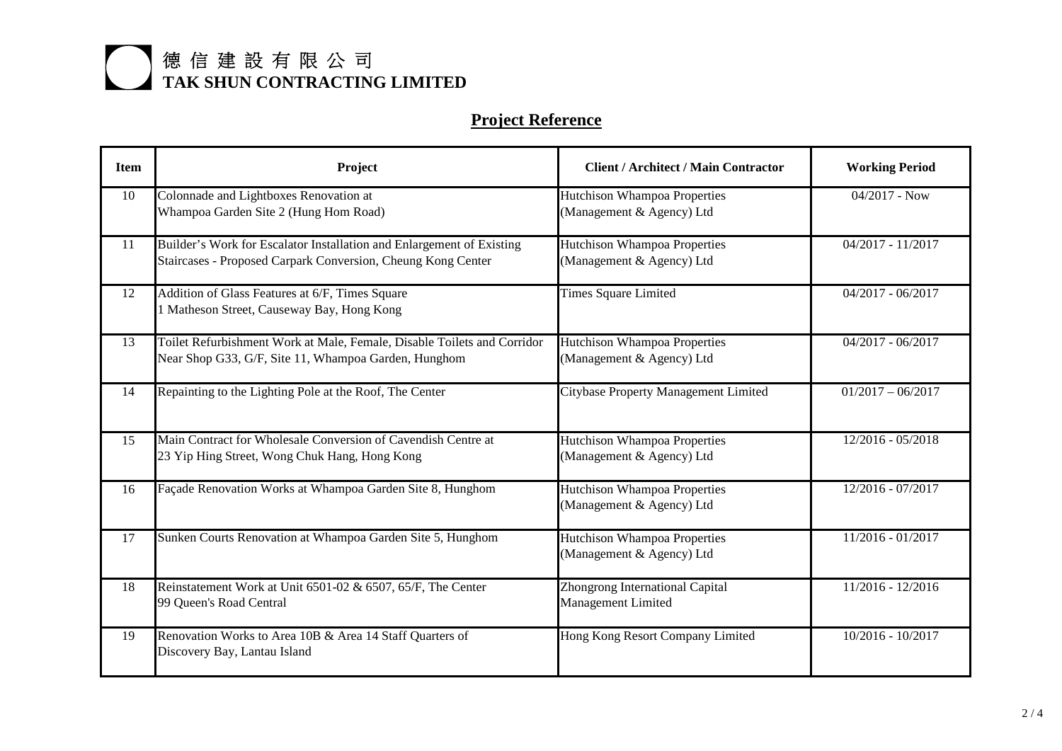德信建設有限公司
**TAK SHUN CONTRACTING LIMITED**

## Project Reference

| Item | Project | Client / Architect / Main Contractor | Working Period |
|---|---|---|---|
| 10 | Colonnade and Lightboxes Renovation at Whampoa Garden Site 2 (Hung Hom Road) | Hutchison Whampoa Properties (Management & Agency) Ltd | 04/2017 - Now |
| 11 | Builder’s Work for Escalator Installation and Enlargement of Existing Staircases - Proposed Carpark Conversion, Cheung Kong Center | Hutchison Whampoa Properties (Management & Agency) Ltd | 04/2017 - 11/2017 |
| 12 | Addition of Glass Features at 6/F, Times Square 1 Matheson Street, Causeway Bay, Hong Kong | Times Square Limited | 04/2017 - 06/2017 |
| 13 | Toilet Refurbishment Work at Male, Female, Disable Toilets and Corridor Near Shop G33, G/F, Site 11, Whampoa Garden, Hunghom | Hutchison Whampoa Properties (Management & Agency) Ltd | 04/2017 - 06/2017 |
| 14 | Repainting to the Lighting Pole at the Roof, The Center | Citybase Property Management Limited | 01/2017 – 06/2017 |
| 15 | Main Contract for Wholesale Conversion of Cavendish Centre at 23 Yip Hing Street, Wong Chuk Hang, Hong Kong | Hutchison Whampoa Properties (Management & Agency) Ltd | 12/2016 - 05/2018 |
| 16 | Façade Renovation Works at Whampoa Garden Site 8, Hunghom | Hutchison Whampoa Properties (Management & Agency) Ltd | 12/2016 - 07/2017 |
| 17 | Sunken Courts Renovation at Whampoa Garden Site 5, Hunghom | Hutchison Whampoa Properties (Management & Agency) Ltd | 11/2016 - 01/2017 |
| 18 | Reinstatement Work at Unit 6501-02 & 6507, 65/F, The Center 99 Queen's Road Central | Zhongrong International Capital Management Limited | 11/2016 - 12/2016 |
| 19 | Renovation Works to Area 10B & Area 14 Staff Quarters of Discovery Bay, Lantau Island | Hong Kong Resort Company Limited | 10/2016 - 10/2017 |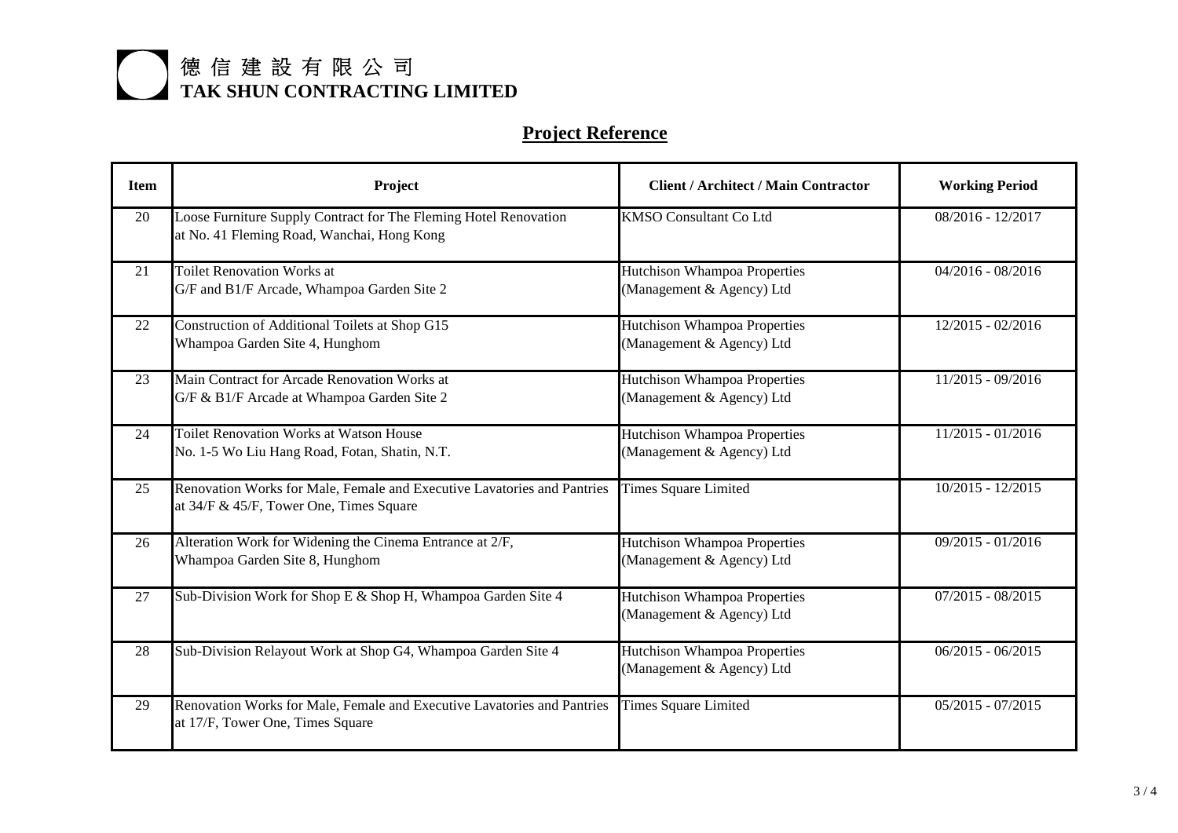# 德信建設有限公司
# TAK SHUN CONTRACTING LIMITED

## Project Reference

| Item | Project | Client / Architect / Main Contractor | Working Period |
| --- | --- | --- | --- |
| 20 | Loose Furniture Supply Contract for The Fleming Hotel Renovation at No. 41 Fleming Road, Wanchai, Hong Kong | KMSO Consultant Co Ltd | 08/2016 - 12/2017 |
| 21 | Toilet Renovation Works at G/F and B1/F Arcade, Whampoa Garden Site 2 | Hutchison Whampoa Properties (Management & Agency) Ltd | 04/2016 - 08/2016 |
| 22 | Construction of Additional Toilets at Shop G15 Whampoa Garden Site 4, Hunghom | Hutchison Whampoa Properties (Management & Agency) Ltd | 12/2015 - 02/2016 |
| 23 | Main Contract for Arcade Renovation Works at G/F & B1/F Arcade at Whampoa Garden Site 2 | Hutchison Whampoa Properties (Management & Agency) Ltd | 11/2015 - 09/2016 |
| 24 | Toilet Renovation Works at Watson House No. 1-5 Wo Liu Hang Road, Fotan, Shatin, N.T. | Hutchison Whampoa Properties (Management & Agency) Ltd | 11/2015 - 01/2016 |
| 25 | Renovation Works for Male, Female and Executive Lavatories and Pantries at 34/F & 45/F, Tower One, Times Square | Times Square Limited | 10/2015 - 12/2015 |
| 26 | Alteration Work for Widening the Cinema Entrance at 2/F, Whampoa Garden Site 8, Hunghom | Hutchison Whampoa Properties (Management & Agency) Ltd | 09/2015 - 01/2016 |
| 27 | Sub-Division Work for Shop E & Shop H, Whampoa Garden Site 4 | Hutchison Whampoa Properties (Management & Agency) Ltd | 07/2015 - 08/2015 |
| 28 | Sub-Division Relayout Work at Shop G4, Whampoa Garden Site 4 | Hutchison Whampoa Properties (Management & Agency) Ltd | 06/2015 - 06/2015 |
| 29 | Renovation Works for Male, Female and Executive Lavatories and Pantries at 17/F, Tower One, Times Square | Times Square Limited | 05/2015 - 07/2015 |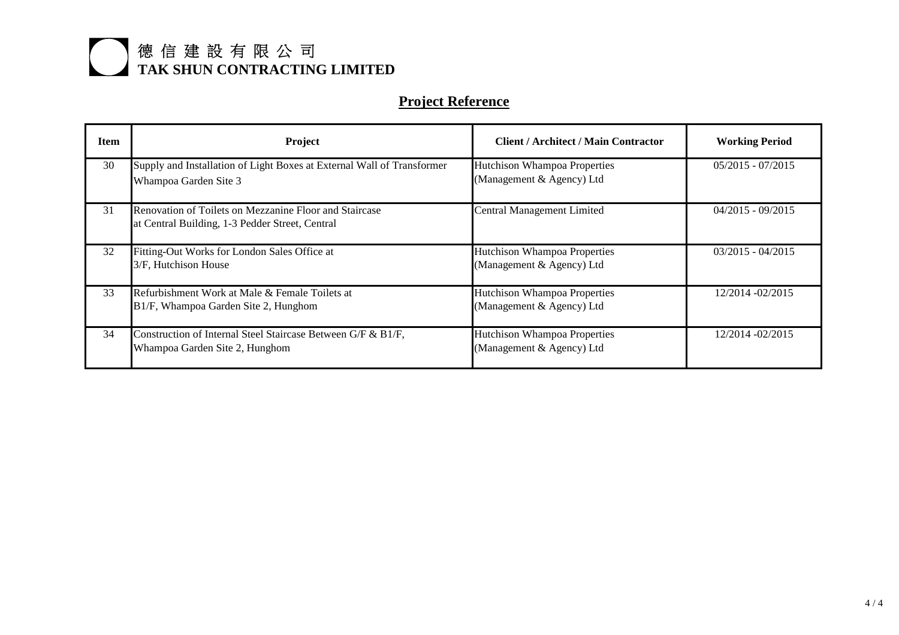德 信 建 設 有 限 公 司
**TAK SHUN CONTRACTING LIMITED**

## Project Reference

| Item | Project | Client / Architect / Main Contractor | Working Period |
|---|---|---|---|
| 30 | Supply and Installation of Light Boxes at External Wall of Transformer Whampoa Garden Site 3 | Hutchison Whampoa Properties (Management & Agency) Ltd | 05/2015 - 07/2015 |
| 31 | Renovation of Toilets on Mezzanine Floor and Staircase at Central Building, 1-3 Pedder Street, Central | Central Management Limited | 04/2015 - 09/2015 |
| 32 | Fitting-Out Works for London Sales Office at 3/F, Hutchison House | Hutchison Whampoa Properties (Management & Agency) Ltd | 03/2015 - 04/2015 |
| 33 | Refurbishment Work at Male & Female Toilets at B1/F, Whampoa Garden Site 2, Hunghom | Hutchison Whampoa Properties (Management & Agency) Ltd | 12/2014 -02/2015 |
| 34 | Construction of Internal Steel Staircase Between G/F & B1/F, Whampoa Garden Site 2, Hunghom | Hutchison Whampoa Properties (Management & Agency) Ltd | 12/2014 -02/2015 |